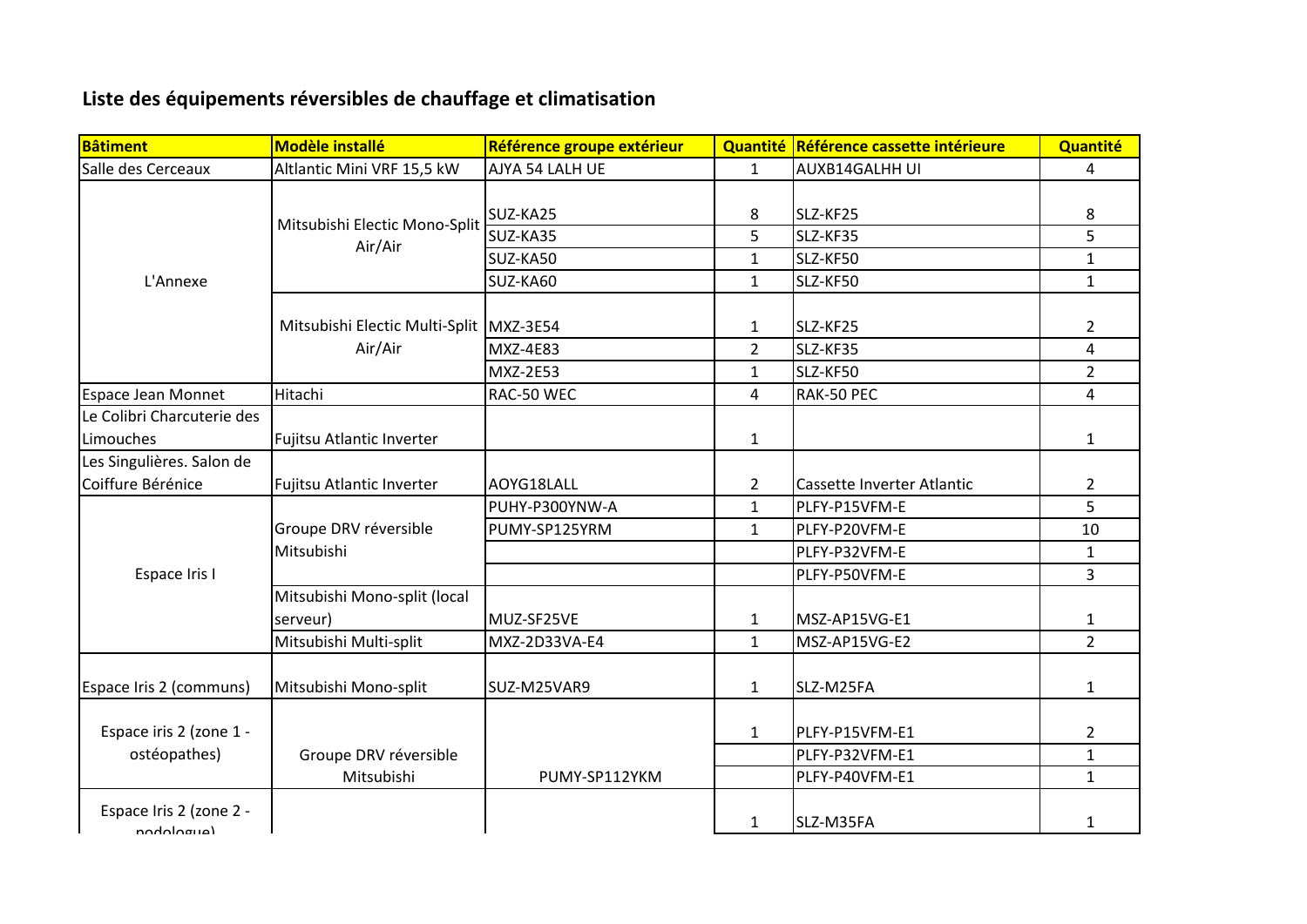## Liste des équipements réversibles de chauffage et climatisation

| Bâtiment | Modèle installé | Référence groupe extérieur | Quantité | Référence cassette intérieure | Quantité |
|---|---|---|---|---|---|
| Salle des Cerceaux | Altlantic Mini VRF 15,5 kW | AJYA 54 LALH UE | 1 | AUXB14GALHH UI | 4 |
| L'Annexe | Mitsubishi Electic Mono-Split Air/Air | SUZ-KA25 | 8 | SLZ-KF25 | 8 |
| | | SUZ-KA35 | 5 | SLZ-KF35 | 5 |
| | | SUZ-KA50 | 1 | SLZ-KF50 | 1 |
| | | SUZ-KA60 | 1 | SLZ-KF50 | 1 |
| | Mitsubishi Electic Multi-Split Air/Air | MXZ-3E54 | 1 | SLZ-KF25 | 2 |
| | | MXZ-4E83 | 2 | SLZ-KF35 | 4 |
| | | MXZ-2E53 | 1 | SLZ-KF50 | 2 |
| Espace Jean Monnet | Hitachi | RAC-50 WEC | 4 | RAK-50 PEC | 4 |
| Le Colibri Charcuterie des Limouches | Fujitsu Atlantic Inverter | | 1 | | 1 |
| Les Singulières. Salon de Coiffure Bérénice | Fujitsu Atlantic Inverter | AOYG18LALL | 2 | Cassette Inverter Atlantic | 2 |
| Espace Iris I | Groupe DRV réversible Mitsubishi | PUHY-P300YNW-A | 1 | PLFY-P15VFM-E | 5 |
| | | PUMY-SP125YRM | 1 | PLFY-P20VFM-E | 10 |
| | | | | PLFY-P32VFM-E | 1 |
| | | | | PLFY-P50VFM-E | 3 |
| | Mitsubishi Mono-split (local serveur) | MUZ-SF25VE | 1 | MSZ-AP15VG-E1 | 1 |
| | Mitsubishi Multi-split | MXZ-2D33VA-E4 | 1 | MSZ-AP15VG-E2 | 2 |
| Espace Iris 2 (communs) | Mitsubishi Mono-split | SUZ-M25VAR9 | 1 | SLZ-M25FA | 1 |
| Espace iris 2 (zone 1 - ostéopathes) | Groupe DRV réversible Mitsubishi | PUMY-SP112YKM | 1 | PLFY-P15VFM-E1 | 2 |
| | | | | PLFY-P32VFM-E1 | 1 |
| | | | | PLFY-P40VFM-E1 | 1 |
| Espace Iris 2 (zone 2 - podologue) | | | 1 | SLZ-M35FA | 1 |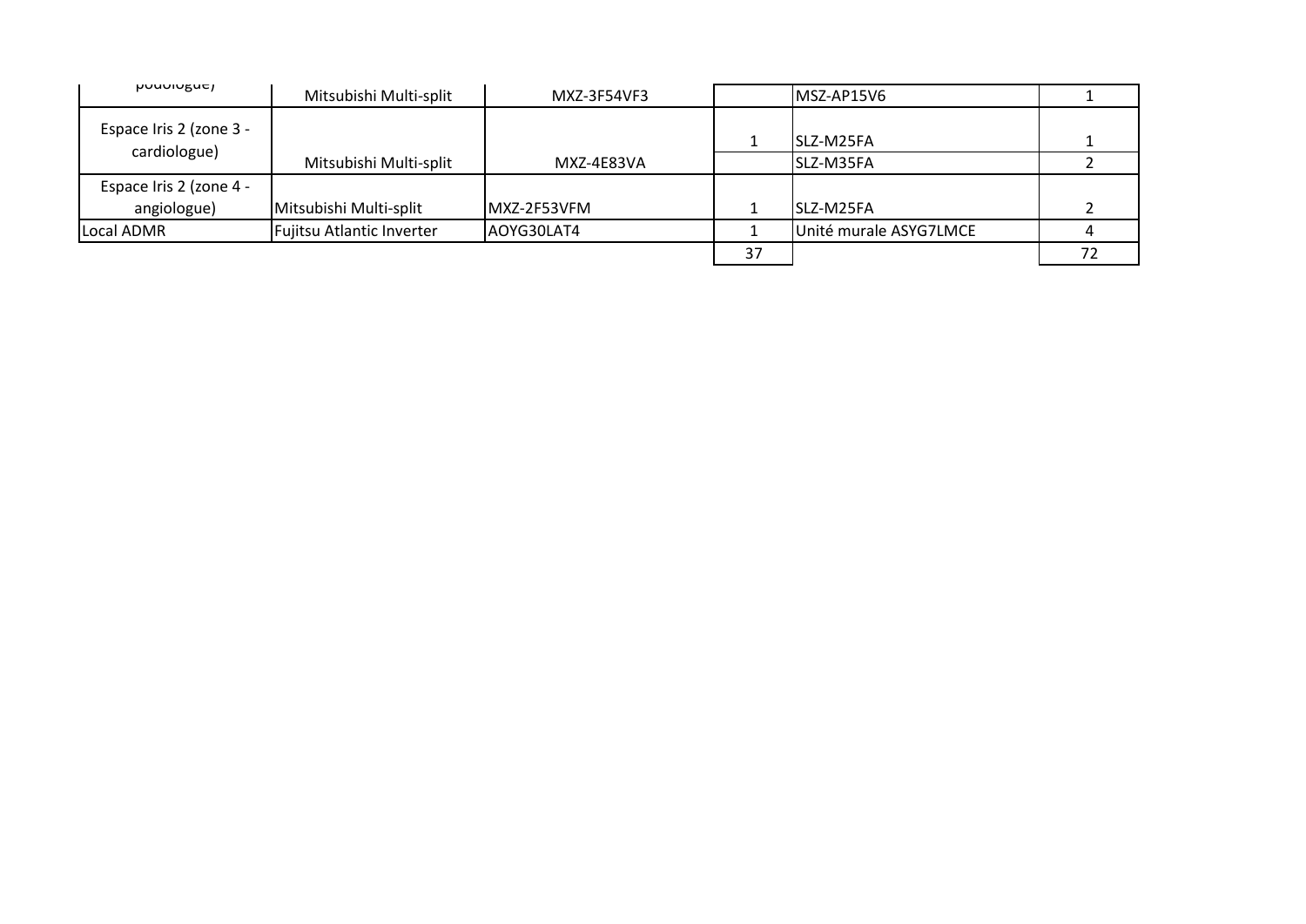| | | | | | |
|---|---|---|---|---|---|
| podologue) | Mitsubishi Multi-split | MXZ-3F54VF3 | | MSZ-AP15V6 | 1 |
| Espace Iris 2 (zone 3 - cardiologue) | | | 1 | SLZ-M25FA | 1 |
| | Mitsubishi Multi-split | MXZ-4E83VA | | SLZ-M35FA | 2 |
| Espace Iris 2 (zone 4 - angiologue) | Mitsubishi Multi-split | MXZ-2F53VFM | 1 | SLZ-M25FA | 2 |
| Local ADMR | Fujitsu Atlantic Inverter | AOYG30LAT4 | 1 | Unité murale ASYG7LMCE | 4 |
| | | | 37 | | 72 |